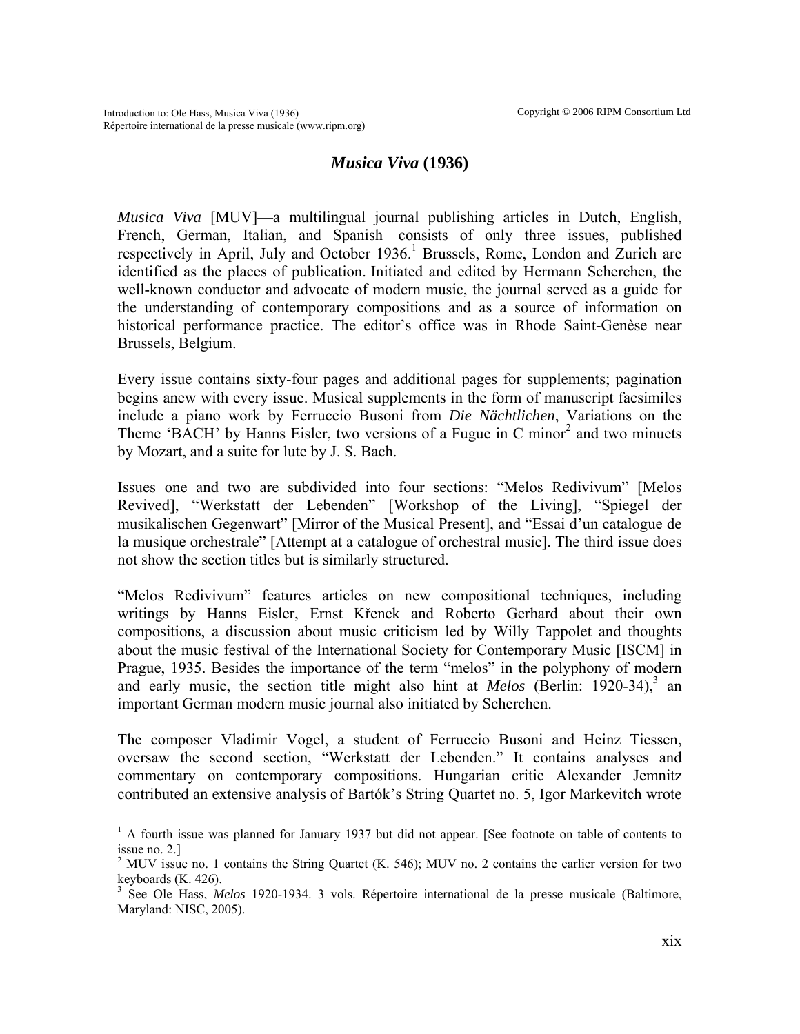# *Musica Viva* (1936)

*Musica Viva* [MUV]—a multilingual journal publishing articles in Dutch, English, French, German, Italian, and Spanish—consists of only three issues, published respectively in April, July and October 1936.[1] Brussels, Rome, London and Zurich are identified as the places of publication. Initiated and edited by Hermann Scherchen, the well-known conductor and advocate of modern music, the journal served as a guide for the understanding of contemporary compositions and as a source of information on historical performance practice. The editor's office was in Rhode Saint-Genèse near Brussels, Belgium.

Every issue contains sixty-four pages and additional pages for supplements; pagination begins anew with every issue. Musical supplements in the form of manuscript facsimiles include a piano work by Ferruccio Busoni from *Die Nächtlichen*, Variations on the Theme 'BACH' by Hanns Eisler, two versions of a Fugue in C minor[2] and two minuets by Mozart, and a suite for lute by J. S. Bach.

Issues one and two are subdivided into four sections: "Melos Redivivum" [Melos Revived], "Werkstatt der Lebenden" [Workshop of the Living], "Spiegel der musikalischen Gegenwart" [Mirror of the Musical Present], and "Essai d'un catalogue de la musique orchestrale" [Attempt at a catalogue of orchestral music]. The third issue does not show the section titles but is similarly structured.

"Melos Redivivum" features articles on new compositional techniques, including writings by Hanns Eisler, Ernst Křenek and Roberto Gerhard about their own compositions, a discussion about music criticism led by Willy Tappolet and thoughts about the music festival of the International Society for Contemporary Music [ISCM] in Prague, 1935. Besides the importance of the term "melos" in the polyphony of modern and early music, the section title might also hint at *Melos* (Berlin: 1920-34),[3] an important German modern music journal also initiated by Scherchen.

The composer Vladimir Vogel, a student of Ferruccio Busoni and Heinz Tiessen, oversaw the second section, "Werkstatt der Lebenden." It contains analyses and commentary on contemporary compositions. Hungarian critic Alexander Jemnitz contributed an extensive analysis of Bartók's String Quartet no. 5, Igor Markevitch wrote

---

[1] A fourth issue was planned for January 1937 but did not appear. [See footnote on table of contents to issue no. 2.]

[2] MUV issue no. 1 contains the String Quartet (K. 546); MUV no. 2 contains the earlier version for two keyboards (K. 426).

[3] See Ole Hass, *Melos* 1920-1934. 3 vols. Répertoire international de la presse musicale (Baltimore, Maryland: NISC, 2005).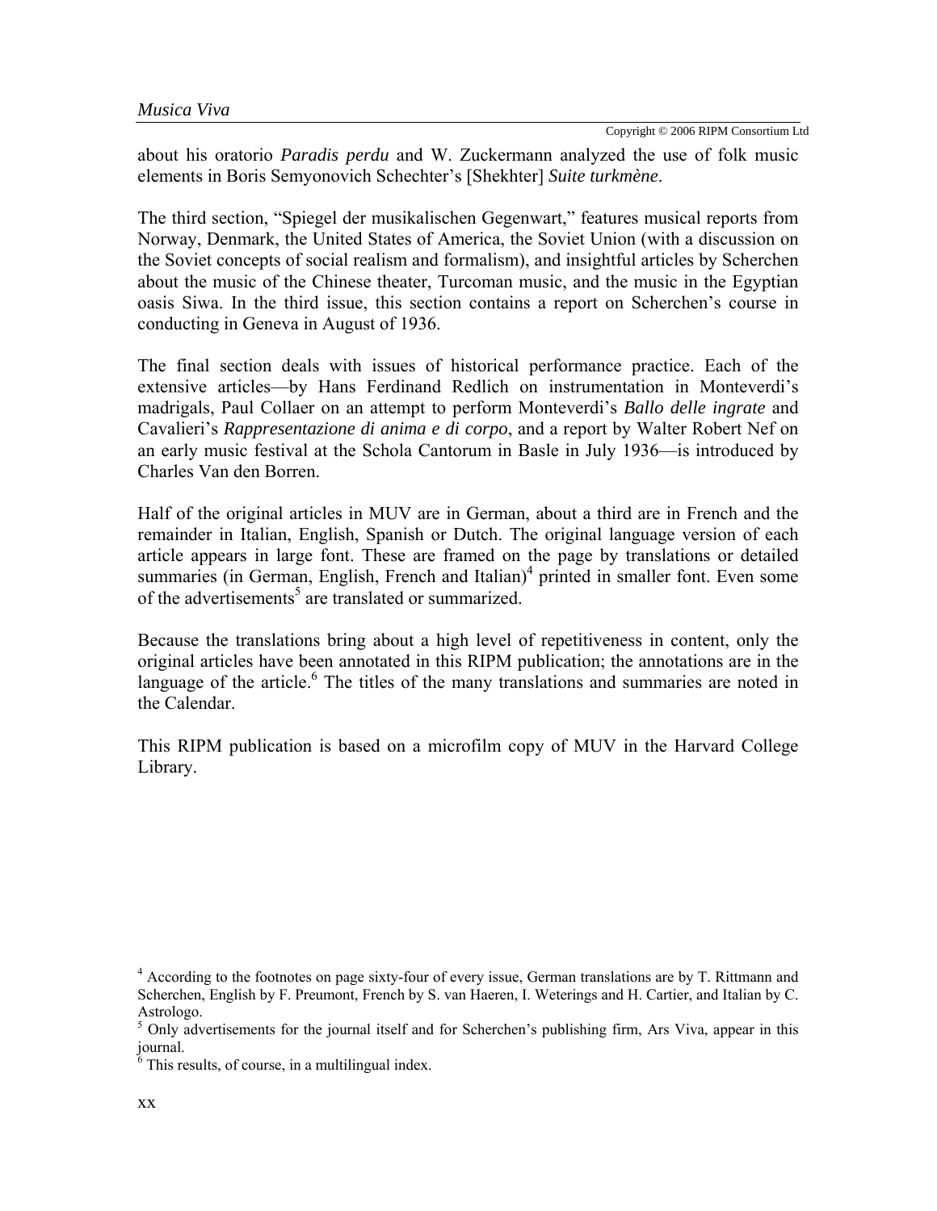about his oratorio *Paradis perdu* and W. Zuckermann analyzed the use of folk music elements in Boris Semyonovich Schechter's [Shekhter] *Suite turkmène*.

The third section, "Spiegel der musikalischen Gegenwart," features musical reports from Norway, Denmark, the United States of America, the Soviet Union (with a discussion on the Soviet concepts of social realism and formalism), and insightful articles by Scherchen about the music of the Chinese theater, Turcoman music, and the music in the Egyptian oasis Siwa. In the third issue, this section contains a report on Scherchen's course in conducting in Geneva in August of 1936.

The final section deals with issues of historical performance practice. Each of the extensive articles—by Hans Ferdinand Redlich on instrumentation in Monteverdi's madrigals, Paul Collaer on an attempt to perform Monteverdi's *Ballo delle ingrate* and Cavalieri's *Rappresentazione di anima e di corpo*, and a report by Walter Robert Nef on an early music festival at the Schola Cantorum in Basle in July 1936—is introduced by Charles Van den Borren.

Half of the original articles in MUV are in German, about a third are in French and the remainder in Italian, English, Spanish or Dutch. The original language version of each article appears in large font. These are framed on the page by translations or detailed summaries (in German, English, French and Italian)[4] printed in smaller font. Even some of the advertisements[5] are translated or summarized.

Because the translations bring about a high level of repetitiveness in content, only the original articles have been annotated in this RIPM publication; the annotations are in the language of the article.[6] The titles of the many translations and summaries are noted in the Calendar.

This RIPM publication is based on a microfilm copy of MUV in the Harvard College Library.

[4] According to the footnotes on page sixty-four of every issue, German translations are by T. Rittmann and Scherchen, English by F. Preumont, French by S. van Haeren, I. Weterings and H. Cartier, and Italian by C. Astrologo.

[5] Only advertisements for the journal itself and for Scherchen's publishing firm, Ars Viva, appear in this journal.

[6] This results, of course, in a multilingual index.